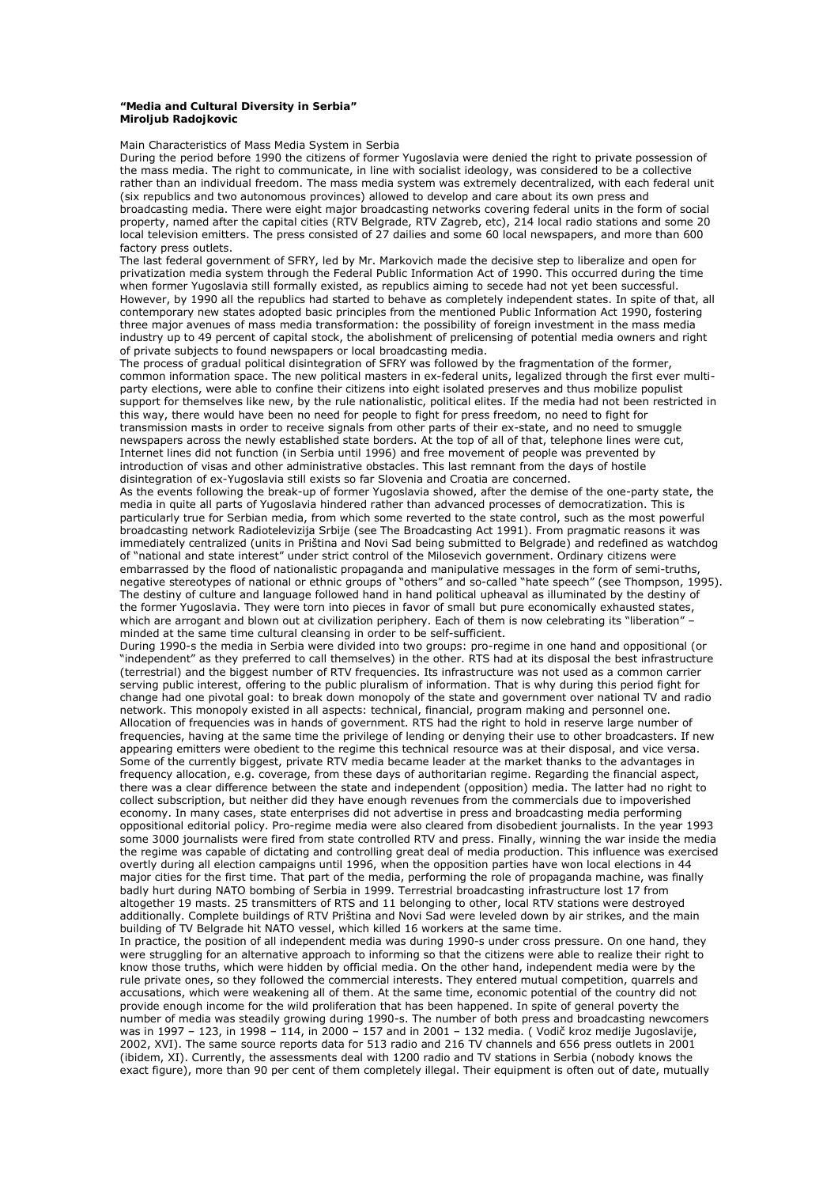**"Media and Cultural Diversity in Serbia"**
**Miroljub Radojkovic**

Main Characteristics of Mass Media System in Serbia

During the period before 1990 the citizens of former Yugoslavia were denied the right to private possession of the mass media. The right to communicate, in line with socialist ideology, was considered to be a collective rather than an individual freedom. The mass media system was extremely decentralized, with each federal unit (six republics and two autonomous provinces) allowed to develop and care about its own press and broadcasting media. There were eight major broadcasting networks covering federal units in the form of social property, named after the capital cities (RTV Belgrade, RTV Zagreb, etc), 214 local radio stations and some 20 local television emitters. The press consisted of 27 dailies and some 60 local newspapers, and more than 600 factory press outlets.

The last federal government of SFRY, led by Mr. Markovich made the decisive step to liberalize and open for privatization media system through the Federal Public Information Act of 1990. This occurred during the time when former Yugoslavia still formally existed, as republics aiming to secede had not yet been successful. However, by 1990 all the republics had started to behave as completely independent states. In spite of that, all contemporary new states adopted basic principles from the mentioned Public Information Act 1990, fostering three major avenues of mass media transformation: the possibility of foreign investment in the mass media industry up to 49 percent of capital stock, the abolishment of prelicensing of potential media owners and right of private subjects to found newspapers or local broadcasting media.

The process of gradual political disintegration of SFRY was followed by the fragmentation of the former, common information space. The new political masters in ex-federal units, legalized through the first ever multi-party elections, were able to confine their citizens into eight isolated preserves and thus mobilize populist support for themselves like new, by the rule nationalistic, political elites. If the media had not been restricted in this way, there would have been no need for people to fight for press freedom, no need to fight for transmission masts in order to receive signals from other parts of their ex-state, and no need to smuggle newspapers across the newly established state borders. At the top of all of that, telephone lines were cut, Internet lines did not function (in Serbia until 1996) and free movement of people was prevented by introduction of visas and other administrative obstacles. This last remnant from the days of hostile disintegration of ex-Yugoslavia still exists so far Slovenia and Croatia are concerned.

As the events following the break-up of former Yugoslavia showed, after the demise of the one-party state, the media in quite all parts of Yugoslavia hindered rather than advanced processes of democratization. This is particularly true for Serbian media, from which some reverted to the state control, such as the most powerful broadcasting network Radiotelevizija Srbije (see The Broadcasting Act 1991). From pragmatic reasons it was immediately centralized (units in Priština and Novi Sad being submitted to Belgrade) and redefined as watchdog of "national and state interest" under strict control of the Milosevich government. Ordinary citizens were embarrassed by the flood of nationalistic propaganda and manipulative messages in the form of semi-truths, negative stereotypes of national or ethnic groups of "others" and so-called "hate speech" (see Thompson, 1995). The destiny of culture and language followed hand in hand political upheaval as illuminated by the destiny of the former Yugoslavia. They were torn into pieces in favor of small but pure economically exhausted states, which are arrogant and blown out at civilization periphery. Each of them is now celebrating its "liberation" – minded at the same time cultural cleansing in order to be self-sufficient.

During 1990-s the media in Serbia were divided into two groups: pro-regime in one hand and oppositional (or "independent" as they preferred to call themselves) in the other. RTS had at its disposal the best infrastructure (terrestrial) and the biggest number of RTV frequencies. Its infrastructure was not used as a common carrier serving public interest, offering to the public pluralism of information. That is why during this period fight for change had one pivotal goal: to break down monopoly of the state and government over national TV and radio network. This monopoly existed in all aspects: technical, financial, program making and personnel one. Allocation of frequencies was in hands of government. RTS had the right to hold in reserve large number of frequencies, having at the same time the privilege of lending or denying their use to other broadcasters. If new appearing emitters were obedient to the regime this technical resource was at their disposal, and vice versa. Some of the currently biggest, private RTV media became leader at the market thanks to the advantages in frequency allocation, e.g. coverage, from these days of authoritarian regime. Regarding the financial aspect, there was a clear difference between the state and independent (opposition) media. The latter had no right to collect subscription, but neither did they have enough revenues from the commercials due to impoverished economy. In many cases, state enterprises did not advertise in press and broadcasting media performing oppositional editorial policy. Pro-regime media were also cleared from disobedient journalists. In the year 1993 some 3000 journalists were fired from state controlled RTV and press. Finally, winning the war inside the media the regime was capable of dictating and controlling great deal of media production. This influence was exercised overtly during all election campaigns until 1996, when the opposition parties have won local elections in 44 major cities for the first time. That part of the media, performing the role of propaganda machine, was finally badly hurt during NATO bombing of Serbia in 1999. Terrestrial broadcasting infrastructure lost 17 from altogether 19 masts. 25 transmitters of RTS and 11 belonging to other, local RTV stations were destroyed additionally. Complete buildings of RTV Priština and Novi Sad were leveled down by air strikes, and the main building of TV Belgrade hit NATO vessel, which killed 16 workers at the same time.

In practice, the position of all independent media was during 1990-s under cross pressure. On one hand, they were struggling for an alternative approach to informing so that the citizens were able to realize their right to know those truths, which were hidden by official media. On the other hand, independent media were by the rule private ones, so they followed the commercial interests. They entered mutual competition, quarrels and accusations, which were weakening all of them. At the same time, economic potential of the country did not provide enough income for the wild proliferation that has been happened. In spite of general poverty the number of media was steadily growing during 1990-s. The number of both press and broadcasting newcomers was in 1997 – 123, in 1998 – 114, in 2000 – 157 and in 2001 – 132 media. ( Vodič kroz medije Jugoslavije, 2002, XVI). The same source reports data for 513 radio and 216 TV channels and 656 press outlets in 2001 (ibidem, XI). Currently, the assessments deal with 1200 radio and TV stations in Serbia (nobody knows the exact figure), more than 90 per cent of them completely illegal. Their equipment is often out of date, mutually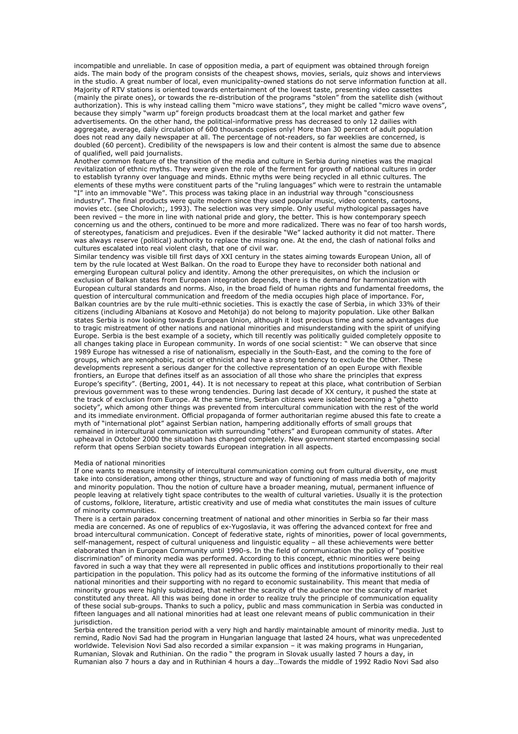incompatible and unreliable. In case of opposition media, a part of equipment was obtained through foreign aids. The main body of the program consists of the cheapest shows, movies, serials, quiz shows and interviews in the studio. A great number of local, even municipality-owned stations do not serve information function at all. Majority of RTV stations is oriented towards entertainment of the lowest taste, presenting video cassettes (mainly the pirate ones), or towards the re-distribution of the programs "stolen" from the satellite dish (without authorization). This is why instead calling them "micro wave stations", they might be called "micro wave ovens", because they simply "warm up" foreign products broadcast them at the local market and gather few advertisements. On the other hand, the political-informative press has decreased to only 12 dailies with aggregate, average, daily circulation of 600 thousands copies only! More than 30 percent of adult population does not read any daily newspaper at all. The percentage of not-readers, so far weeklies are concerned, is doubled (60 percent). Credibility of the newspapers is low and their content is almost the same due to absence of qualified, well paid journalists.

Another common feature of the transition of the media and culture in Serbia during nineties was the magical revitalization of ethnic myths. They were given the role of the ferment for growth of national cultures in order to establish tyranny over language and minds. Ethnic myths were being recycled in all ethnic cultures. The elements of these myths were constituent parts of the "ruling languages" which were to restrain the untamable "I" into an immovable "We". This process was taking place in an industrial way through "consciousness industry". The final products were quite modern since they used popular music, video contents, cartoons, movies etc. (see Cholovich;, 1993). The selection was very simple. Only useful mythological passages have been revived – the more in line with national pride and glory, the better. This is how contemporary speech concerning us and the others, continued to be more and more radicalized. There was no fear of too harsh words, of stereotypes, fanaticism and prejudices. Even if the desirable "We" lacked authority it did not matter. There was always reserve (political) authority to replace the missing one. At the end, the clash of national folks and cultures escalated into real violent clash, that one of civil war.

Similar tendency was visible till first days of XXI century in the states aiming towards European Union, all of tem by the rule located at West Balkan. On the road to Europe they have to reconsider both national and emerging European cultural policy and identity. Among the other prerequisites, on which the inclusion or exclusion of Balkan states from European integration depends, there is the demand for harmonization with European cultural standards and norms. Also, in the broad field of human rights and fundamental freedoms, the question of intercultural communication and freedom of the media occupies high place of importance. For, Balkan countries are by the rule multi-ethnic societies. This is exactly the case of Serbia, in which 33% of their citizens (including Albanians at Kosovo and Metohija) do not belong to majority population. Like other Balkan states Serbia is now looking towards European Union, although it lost precious time and some advantages due to tragic mistreatment of other nations and national minorities and misunderstanding with the spirit of unifying Europe. Serbia is the best example of a society, which till recently was politically guided completely opposite to all changes taking place in European community. In words of one social scientist: " We can observe that since 1989 Europe has witnessed a rise of nationalism, especially in the South-East, and the coming to the fore of groups, which are xenophobic, racist or ethnicist and have a strong tendency to exclude the Other. These developments represent a serious danger for the collective representation of an open Europe with flexible frontiers, an Europe that defines itself as an association of all those who share the principles that express Europe's specifity". (Berting, 2001, 44). It is not necessary to repeat at this place, what contribution of Serbian previous government was to these wrong tendencies. During last decade of XX century, it pushed the state at the track of exclusion from Europe. At the same time, Serbian citizens were isolated becoming a "ghetto society", which among other things was prevented from intercultural communication with the rest of the world and its immediate environment. Official propaganda of former authoritarian regime abused this fate to create a myth of "international plot" against Serbian nation, hampering additionally efforts of small groups that remained in intercultural communication with surrounding "others" and European community of states. After upheaval in October 2000 the situation has changed completely. New government started encompassing social reform that opens Serbian society towards European integration in all aspects.

## Media of national minorities

If one wants to measure intensity of intercultural communication coming out from cultural diversity, one must take into consideration, among other things, structure and way of functioning of mass media both of majority and minority population. Thou the notion of culture have a broader meaning, mutual, permanent influence of people leaving at relatively tight space contributes to the wealth of cultural varieties. Usually it is the protection of customs, folklore, literature, artistic creativity and use of media what constitutes the main issues of culture of minority communities.

There is a certain paradox concerning treatment of national and other minorities in Serbia so far their mass media are concerned. As one of republics of ex-Yugoslavia, it was offering the advanced context for free and broad intercultural communication. Concept of federative state, rights of minorities, power of local governments, self-management, respect of cultural uniqueness and linguistic equality – all these achievements were better elaborated than in European Community until 1990-s. In the field of communication the policy of "positive discrimination" of minority media was performed. According to this concept, ethnic minorities were being favored in such a way that they were all represented in public offices and institutions proportionally to their real participation in the population. This policy had as its outcome the forming of the informative institutions of all national minorities and their supporting with no regard to economic sustainability. This meant that media of minority groups were highly subsidized, that neither the scarcity of the audience nor the scarcity of market constituted any threat. All this was being done in order to realize truly the principle of communication equality of these social sub-groups. Thanks to such a policy, public and mass communication in Serbia was conducted in fifteen languages and all national minorities had at least one relevant means of public communication in their jurisdiction.

Serbia entered the transition period with a very high and hardly maintainable amount of minority media. Just to remind, Radio Novi Sad had the program in Hungarian language that lasted 24 hours, what was unprecedented worldwide. Television Novi Sad also recorded a similar expansion – it was making programs in Hungarian, Rumanian, Slovak and Ruthinian. On the radio " the program in Slovak usually lasted 7 hours a day, in Rumanian also 7 hours a day and in Ruthinian 4 hours a day…Towards the middle of 1992 Radio Novi Sad also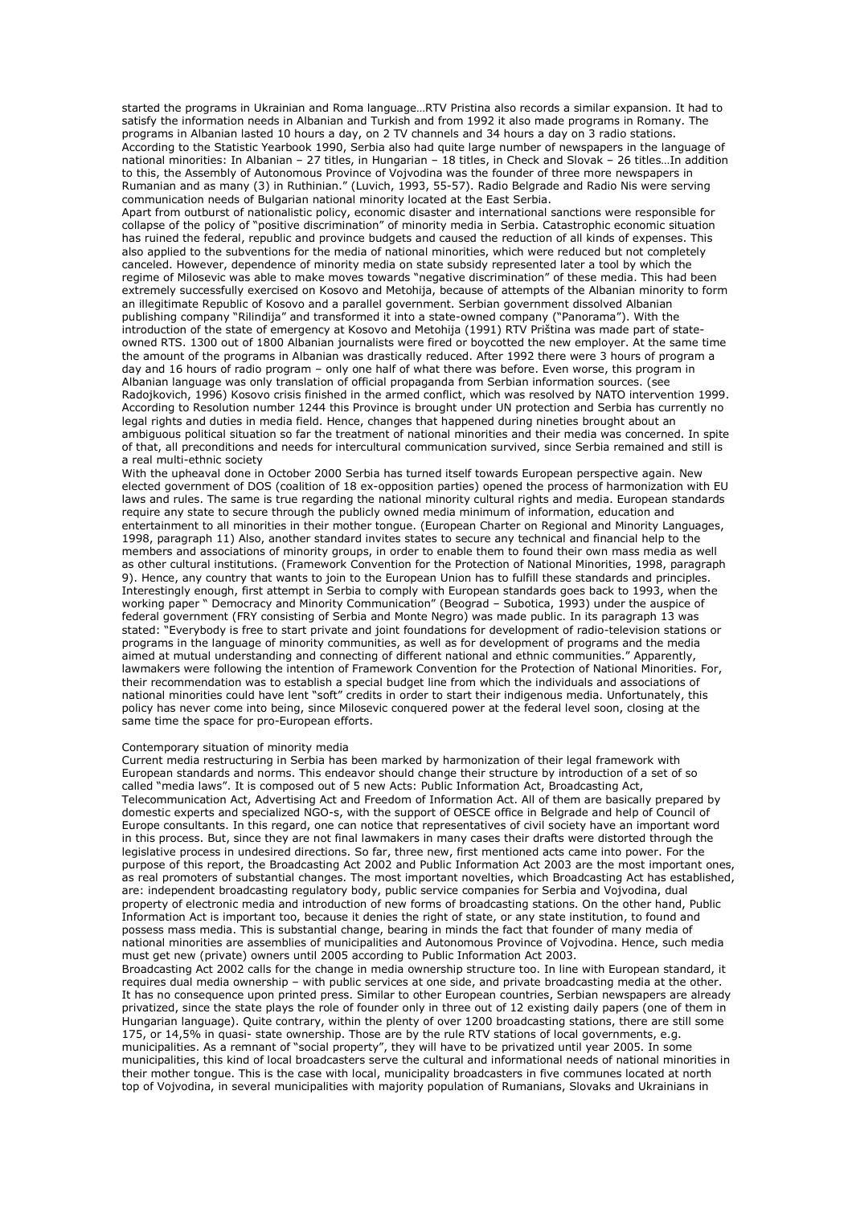started the programs in Ukrainian and Roma language…RTV Pristina also records a similar expansion. It had to satisfy the information needs in Albanian and Turkish and from 1992 it also made programs in Romany. The programs in Albanian lasted 10 hours a day, on 2 TV channels and 34 hours a day on 3 radio stations. According to the Statistic Yearbook 1990, Serbia also had quite large number of newspapers in the language of national minorities: In Albanian – 27 titles, in Hungarian – 18 titles, in Check and Slovak – 26 titles…In addition to this, the Assembly of Autonomous Province of Vojvodina was the founder of three more newspapers in Rumanian and as many (3) in Ruthinian." (Luvich, 1993, 55-57). Radio Belgrade and Radio Nis were serving communication needs of Bulgarian national minority located at the East Serbia.

Apart from outburst of nationalistic policy, economic disaster and international sanctions were responsible for collapse of the policy of "positive discrimination" of minority media in Serbia. Catastrophic economic situation has ruined the federal, republic and province budgets and caused the reduction of all kinds of expenses. This also applied to the subventions for the media of national minorities, which were reduced but not completely canceled. However, dependence of minority media on state subsidy represented later a tool by which the regime of Milosevic was able to make moves towards "negative discrimination" of these media. This had been extremely successfully exercised on Kosovo and Metohija, because of attempts of the Albanian minority to form an illegitimate Republic of Kosovo and a parallel government. Serbian government dissolved Albanian publishing company "Rilindija" and transformed it into a state-owned company ("Panorama"). With the introduction of the state of emergency at Kosovo and Metohija (1991) RTV Priština was made part of state-owned RTS. 1300 out of 1800 Albanian journalists were fired or boycotted the new employer. At the same time the amount of the programs in Albanian was drastically reduced. After 1992 there were 3 hours of program a day and 16 hours of radio program – only one half of what there was before. Even worse, this program in Albanian language was only translation of official propaganda from Serbian information sources. (see Radojkovich, 1996) Kosovo crisis finished in the armed conflict, which was resolved by NATO intervention 1999. According to Resolution number 1244 this Province is brought under UN protection and Serbia has currently no legal rights and duties in media field. Hence, changes that happened during nineties brought about an ambiguous political situation so far the treatment of national minorities and their media was concerned. In spite of that, all preconditions and needs for intercultural communication survived, since Serbia remained and still is a real multi-ethnic society

With the upheaval done in October 2000 Serbia has turned itself towards European perspective again. New elected government of DOS (coalition of 18 ex-opposition parties) opened the process of harmonization with EU laws and rules. The same is true regarding the national minority cultural rights and media. European standards require any state to secure through the publicly owned media minimum of information, education and entertainment to all minorities in their mother tongue. (European Charter on Regional and Minority Languages, 1998, paragraph 11) Also, another standard invites states to secure any technical and financial help to the members and associations of minority groups, in order to enable them to found their own mass media as well as other cultural institutions. (Framework Convention for the Protection of National Minorities, 1998, paragraph 9). Hence, any country that wants to join to the European Union has to fulfill these standards and principles. Interestingly enough, first attempt in Serbia to comply with European standards goes back to 1993, when the working paper " Democracy and Minority Communication" (Beograd – Subotica, 1993) under the auspice of federal government (FRY consisting of Serbia and Monte Negro) was made public. In its paragraph 13 was stated: "Everybody is free to start private and joint foundations for development of radio-television stations or programs in the language of minority communities, as well as for development of programs and the media aimed at mutual understanding and connecting of different national and ethnic communities." Apparently, lawmakers were following the intention of Framework Convention for the Protection of National Minorities. For, their recommendation was to establish a special budget line from which the individuals and associations of national minorities could have lent "soft" credits in order to start their indigenous media. Unfortunately, this policy has never come into being, since Milosevic conquered power at the federal level soon, closing at the same time the space for pro-European efforts.

## Contemporary situation of minority media

Current media restructuring in Serbia has been marked by harmonization of their legal framework with European standards and norms. This endeavor should change their structure by introduction of a set of so called "media laws". It is composed out of 5 new Acts: Public Information Act, Broadcasting Act, Telecommunication Act, Advertising Act and Freedom of Information Act. All of them are basically prepared by domestic experts and specialized NGO-s, with the support of OESCE office in Belgrade and help of Council of Europe consultants. In this regard, one can notice that representatives of civil society have an important word in this process. But, since they are not final lawmakers in many cases their drafts were distorted through the legislative process in undesired directions. So far, three new, first mentioned acts came into power. For the purpose of this report, the Broadcasting Act 2002 and Public Information Act 2003 are the most important ones, as real promoters of substantial changes. The most important novelties, which Broadcasting Act has established, are: independent broadcasting regulatory body, public service companies for Serbia and Vojvodina, dual property of electronic media and introduction of new forms of broadcasting stations. On the other hand, Public Information Act is important too, because it denies the right of state, or any state institution, to found and possess mass media. This is substantial change, bearing in minds the fact that founder of many media of national minorities are assemblies of municipalities and Autonomous Province of Vojvodina. Hence, such media must get new (private) owners until 2005 according to Public Information Act 2003.

Broadcasting Act 2002 calls for the change in media ownership structure too. In line with European standard, it requires dual media ownership – with public services at one side, and private broadcasting media at the other. It has no consequence upon printed press. Similar to other European countries, Serbian newspapers are already privatized, since the state plays the role of founder only in three out of 12 existing daily papers (one of them in Hungarian language). Quite contrary, within the plenty of over 1200 broadcasting stations, there are still some 175, or 14,5% in quasi- state ownership. Those are by the rule RTV stations of local governments, e.g. municipalities. As a remnant of "social property", they will have to be privatized until year 2005. In some municipalities, this kind of local broadcasters serve the cultural and informational needs of national minorities in their mother tongue. This is the case with local, municipality broadcasters in five communes located at north top of Vojvodina, in several municipalities with majority population of Rumanians, Slovaks and Ukrainians in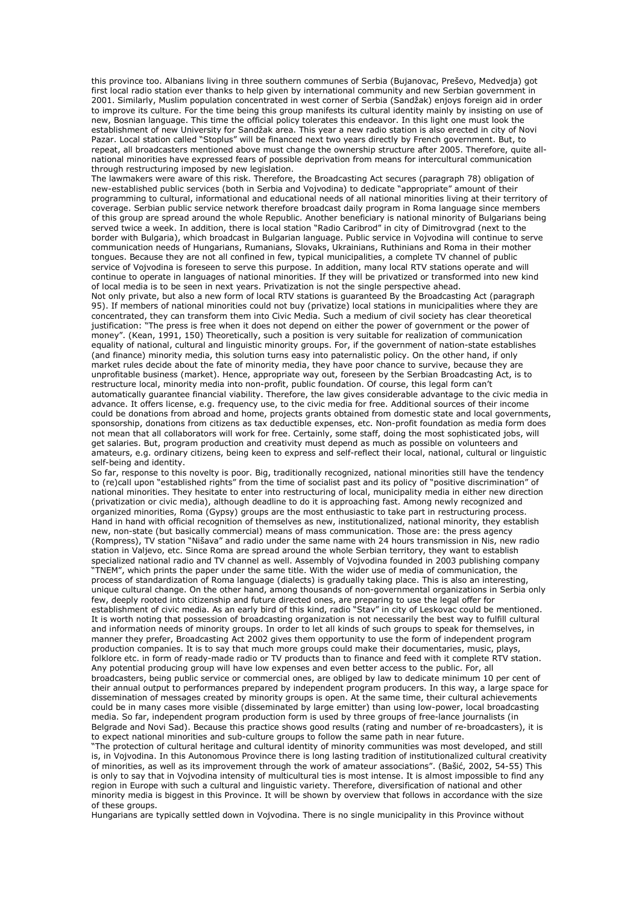this province too. Albanians living in three southern communes of Serbia (Bujanovac, Preševo, Medvedja) got first local radio station ever thanks to help given by international community and new Serbian government in 2001. Similarly, Muslim population concentrated in west corner of Serbia (Sandžak) enjoys foreign aid in order to improve its culture. For the time being this group manifests its cultural identity mainly by insisting on use of new, Bosnian language. This time the official policy tolerates this endeavor. In this light one must look the establishment of new University for Sandžak area. This year a new radio station is also erected in city of Novi Pazar. Local station called "Stoplus" will be financed next two years directly by French government. But, to repeat, all broadcasters mentioned above must change the ownership structure after 2005. Therefore, quite all-national minorities have expressed fears of possible deprivation from means for intercultural communication through restructuring imposed by new legislation.

The lawmakers were aware of this risk. Therefore, the Broadcasting Act secures (paragraph 78) obligation of new-established public services (both in Serbia and Vojvodina) to dedicate "appropriate" amount of their programming to cultural, informational and educational needs of all national minorities living at their territory of coverage. Serbian public service network therefore broadcast daily program in Roma language since members of this group are spread around the whole Republic. Another beneficiary is national minority of Bulgarians being served twice a week. In addition, there is local station "Radio Caribrod" in city of Dimitrovgrad (next to the border with Bulgaria), which broadcast in Bulgarian language. Public service in Vojvodina will continue to serve communication needs of Hungarians, Rumanians, Slovaks, Ukrainians, Ruthinians and Roma in their mother tongues. Because they are not all confined in few, typical municipalities, a complete TV channel of public service of Vojvodina is foreseen to serve this purpose. In addition, many local RTV stations operate and will continue to operate in languages of national minorities. If they will be privatized or transformed into new kind of local media is to be seen in next years. Privatization is not the single perspective ahead.

Not only private, but also a new form of local RTV stations is guaranteed By the Broadcasting Act (paragraph 95). If members of national minorities could not buy (privatize) local stations in municipalities where they are concentrated, they can transform them into Civic Media. Such a medium of civil society has clear theoretical justification: "The press is free when it does not depend on either the power of government or the power of money". (Kean, 1991, 150) Theoretically, such a position is very suitable for realization of communication equality of national, cultural and linguistic minority groups. For, if the government of nation-state establishes (and finance) minority media, this solution turns easy into paternalistic policy. On the other hand, if only market rules decide about the fate of minority media, they have poor chance to survive, because they are unprofitable business (market). Hence, appropriate way out, foreseen by the Serbian Broadcasting Act, is to restructure local, minority media into non-profit, public foundation. Of course, this legal form can't automatically guarantee financial viability. Therefore, the law gives considerable advantage to the civic media in advance. It offers license, e.g. frequency use, to the civic media for free. Additional sources of their income could be donations from abroad and home, projects grants obtained from domestic state and local governments, sponsorship, donations from citizens as tax deductible expenses, etc. Non-profit foundation as media form does not mean that all collaborators will work for free. Certainly, some staff, doing the most sophisticated jobs, will get salaries. But, program production and creativity must depend as much as possible on volunteers and amateurs, e.g. ordinary citizens, being keen to express and self-reflect their local, national, cultural or linguistic self-being and identity.

So far, response to this novelty is poor. Big, traditionally recognized, national minorities still have the tendency to (re)call upon "established rights" from the time of socialist past and its policy of "positive discrimination" of national minorities. They hesitate to enter into restructuring of local, municipality media in either new direction (privatization or civic media), although deadline to do it is approaching fast. Among newly recognized and organized minorities, Roma (Gypsy) groups are the most enthusiastic to take part in restructuring process. Hand in hand with official recognition of themselves as new, institutionalized, national minority, they establish new, non-state (but basically commercial) means of mass communication. Those are: the press agency (Rompress), TV station "Nišava" and radio under the same name with 24 hours transmission in Nis, new radio station in Valjevo, etc. Since Roma are spread around the whole Serbian territory, they want to establish specialized national radio and TV channel as well. Assembly of Vojvodina founded in 2003 publishing company "TNEM", which prints the paper under the same title. With the wider use of media of communication, the process of standardization of Roma language (dialects) is gradually taking place. This is also an interesting, unique cultural change. On the other hand, among thousands of non-governmental organizations in Serbia only few, deeply rooted into citizenship and future directed ones, are preparing to use the legal offer for establishment of civic media. As an early bird of this kind, radio "Stav" in city of Leskovac could be mentioned. It is worth noting that possession of broadcasting organization is not necessarily the best way to fulfill cultural and information needs of minority groups. In order to let all kinds of such groups to speak for themselves, in manner they prefer, Broadcasting Act 2002 gives them opportunity to use the form of independent program production companies. It is to say that much more groups could make their documentaries, music, plays, folklore etc. in form of ready-made radio or TV products than to finance and feed with it complete RTV station. Any potential producing group will have low expenses and even better access to the public. For, all broadcasters, being public service or commercial ones, are obliged by law to dedicate minimum 10 per cent of their annual output to performances prepared by independent program producers. In this way, a large space for dissemination of messages created by minority groups is open. At the same time, their cultural achievements could be in many cases more visible (disseminated by large emitter) than using low-power, local broadcasting media. So far, independent program production form is used by three groups of free-lance journalists (in Belgrade and Novi Sad). Because this practice shows good results (rating and number of re-broadcasters), it is to expect national minorities and sub-culture groups to follow the same path in near future.

"The protection of cultural heritage and cultural identity of minority communities was most developed, and still is, in Vojvodina. In this Autonomous Province there is long lasting tradition of institutionalized cultural creativity of minorities, as well as its improvement through the work of amateur associations". (Bašić, 2002, 54-55) This is only to say that in Vojvodina intensity of multicultural ties is most intense. It is almost impossible to find any region in Europe with such a cultural and linguistic variety. Therefore, diversification of national and other minority media is biggest in this Province. It will be shown by overview that follows in accordance with the size of these groups.

Hungarians are typically settled down in Vojvodina. There is no single municipality in this Province without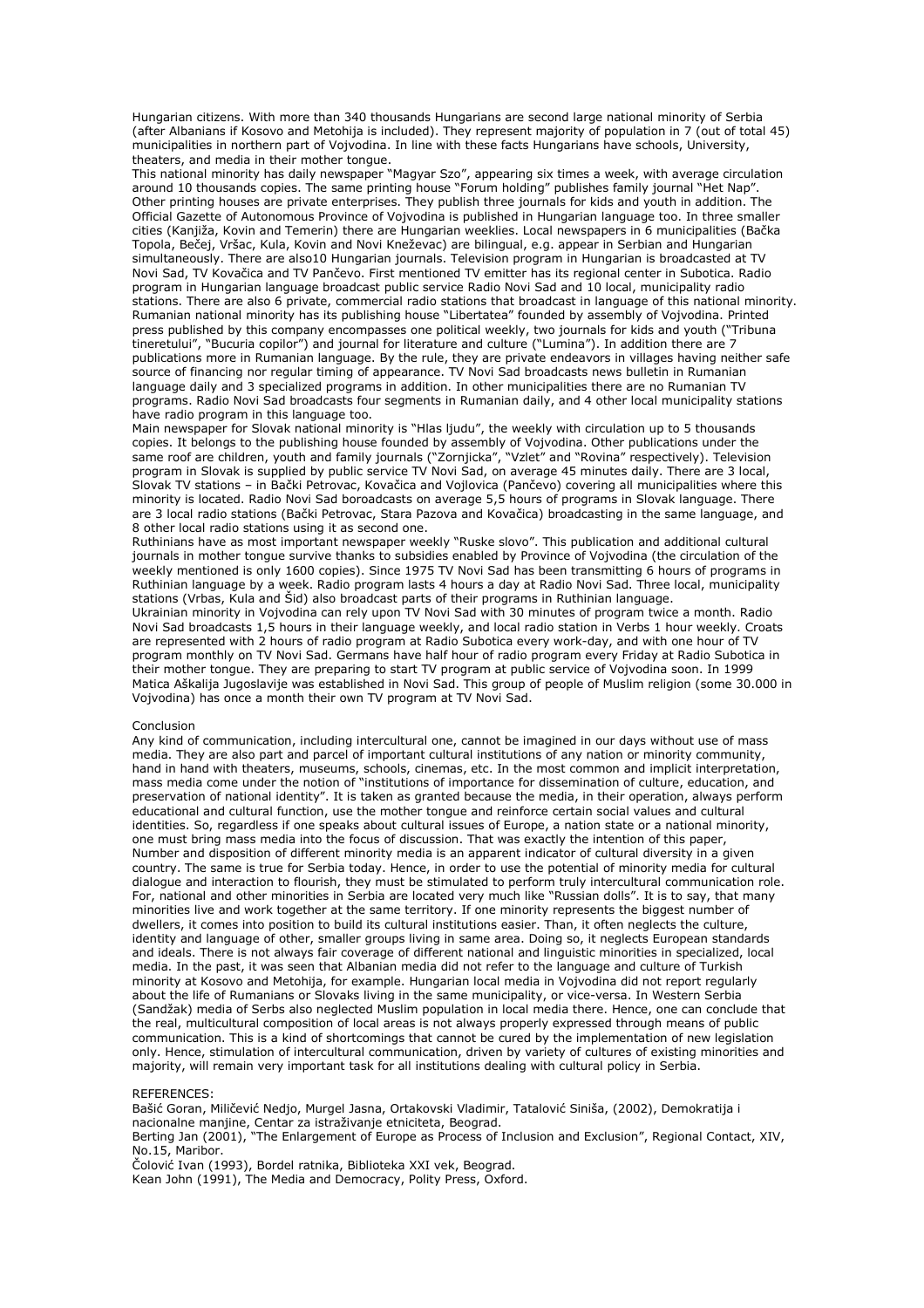Hungarian citizens. With more than 340 thousands Hungarians are second large national minority of Serbia (after Albanians if Kosovo and Metohija is included). They represent majority of population in 7 (out of total 45) municipalities in northern part of Vojvodina. In line with these facts Hungarians have schools, University, theaters, and media in their mother tongue.

This national minority has daily newspaper "Magyar Szo", appearing six times a week, with average circulation around 10 thousands copies. The same printing house "Forum holding" publishes family journal "Het Nap". Other printing houses are private enterprises. They publish three journals for kids and youth in addition. The Official Gazette of Autonomous Province of Vojvodina is published in Hungarian language too. In three smaller cities (Kanjiža, Kovin and Temerin) there are Hungarian weeklies. Local newspapers in 6 municipalities (Bačka Topola, Bečej, Vršac, Kula, Kovin and Novi Kneževac) are bilingual, e.g. appear in Serbian and Hungarian simultaneously. There are also10 Hungarian journals. Television program in Hungarian is broadcasted at TV Novi Sad, TV Kovačica and TV Pančevo. First mentioned TV emitter has its regional center in Subotica. Radio program in Hungarian language broadcast public service Radio Novi Sad and 10 local, municipality radio stations. There are also 6 private, commercial radio stations that broadcast in language of this national minority.

Rumanian national minority has its publishing house "Libertatea" founded by assembly of Vojvodina. Printed press published by this company encompasses one political weekly, two journals for kids and youth ("Tribuna tineretului", "Bucuria copilor") and journal for literature and culture ("Lumina"). In addition there are 7 publications more in Rumanian language. By the rule, they are private endeavors in villages having neither safe source of financing nor regular timing of appearance. TV Novi Sad broadcasts news bulletin in Rumanian language daily and 3 specialized programs in addition. In other municipalities there are no Rumanian TV programs. Radio Novi Sad broadcasts four segments in Rumanian daily, and 4 other local municipality stations have radio program in this language too.

Main newspaper for Slovak national minority is "Hlas ljudu", the weekly with circulation up to 5 thousands copies. It belongs to the publishing house founded by assembly of Vojvodina. Other publications under the same roof are children, youth and family journals ("Zornjicka", "Vzlet" and "Rovina" respectively). Television program in Slovak is supplied by public service TV Novi Sad, on average 45 minutes daily. There are 3 local, Slovak TV stations – in Bački Petrovac, Kovačica and Vojlovica (Pančevo) covering all municipalities where this minority is located. Radio Novi Sad boroadcasts on average 5,5 hours of programs in Slovak language. There are 3 local radio stations (Bački Petrovac, Stara Pazova and Kovačica) broadcasting in the same language, and 8 other local radio stations using it as second one.

Ruthinians have as most important newspaper weekly "Ruske slovo". This publication and additional cultural journals in mother tongue survive thanks to subsidies enabled by Province of Vojvodina (the circulation of the weekly mentioned is only 1600 copies). Since 1975 TV Novi Sad has been transmitting 6 hours of programs in Ruthinian language by a week. Radio program lasts 4 hours a day at Radio Novi Sad. Three local, municipality stations (Vrbas, Kula and Šid) also broadcast parts of their programs in Ruthinian language.

Ukrainian minority in Vojvodina can rely upon TV Novi Sad with 30 minutes of program twice a month. Radio Novi Sad broadcasts 1,5 hours in their language weekly, and local radio station in Verbs 1 hour weekly. Croats are represented with 2 hours of radio program at Radio Subotica every work-day, and with one hour of TV program monthly on TV Novi Sad. Germans have half hour of radio program every Friday at Radio Subotica in their mother tongue. They are preparing to start TV program at public service of Vojvodina soon. In 1999 Matica Aškalija Jugoslavije was established in Novi Sad. This group of people of Muslim religion (some 30.000 in Vojvodina) has once a month their own TV program at TV Novi Sad.

## Conclusion

Any kind of communication, including intercultural one, cannot be imagined in our days without use of mass media. They are also part and parcel of important cultural institutions of any nation or minority community, hand in hand with theaters, museums, schools, cinemas, etc. In the most common and implicit interpretation, mass media come under the notion of "institutions of importance for dissemination of culture, education, and preservation of national identity". It is taken as granted because the media, in their operation, always perform educational and cultural function, use the mother tongue and reinforce certain social values and cultural identities. So, regardless if one speaks about cultural issues of Europe, a nation state or a national minority, one must bring mass media into the focus of discussion. That was exactly the intention of this paper, Number and disposition of different minority media is an apparent indicator of cultural diversity in a given country. The same is true for Serbia today. Hence, in order to use the potential of minority media for cultural dialogue and interaction to flourish, they must be stimulated to perform truly intercultural communication role. For, national and other minorities in Serbia are located very much like "Russian dolls". It is to say, that many minorities live and work together at the same territory. If one minority represents the biggest number of dwellers, it comes into position to build its cultural institutions easier. Than, it often neglects the culture, identity and language of other, smaller groups living in same area. Doing so, it neglects European standards and ideals. There is not always fair coverage of different national and linguistic minorities in specialized, local media. In the past, it was seen that Albanian media did not refer to the language and culture of Turkish minority at Kosovo and Metohija, for example. Hungarian local media in Vojvodina did not report regularly about the life of Rumanians or Slovaks living in the same municipality, or vice-versa. In Western Serbia (Sandžak) media of Serbs also neglected Muslim population in local media there. Hence, one can conclude that the real, multicultural composition of local areas is not always properly expressed through means of public communication. This is a kind of shortcomings that cannot be cured by the implementation of new legislation only. Hence, stimulation of intercultural communication, driven by variety of cultures of existing minorities and majority, will remain very important task for all institutions dealing with cultural policy in Serbia.

## REFERENCES:

Bašić Goran, Miličević Nedjo, Murgel Jasna, Ortakovski Vladimir, Tatalović Siniša, (2002), Demokratija i nacionalne manjine, Centar za istraživanje etniciteta, Beograd.

Berting Jan (2001), "The Enlargement of Europe as Process of Inclusion and Exclusion", Regional Contact, XIV, No.15, Maribor.

Čolović Ivan (1993), Bordel ratnika, Biblioteka XXI vek, Beograd.

Kean John (1991), The Media and Democracy, Polity Press, Oxford.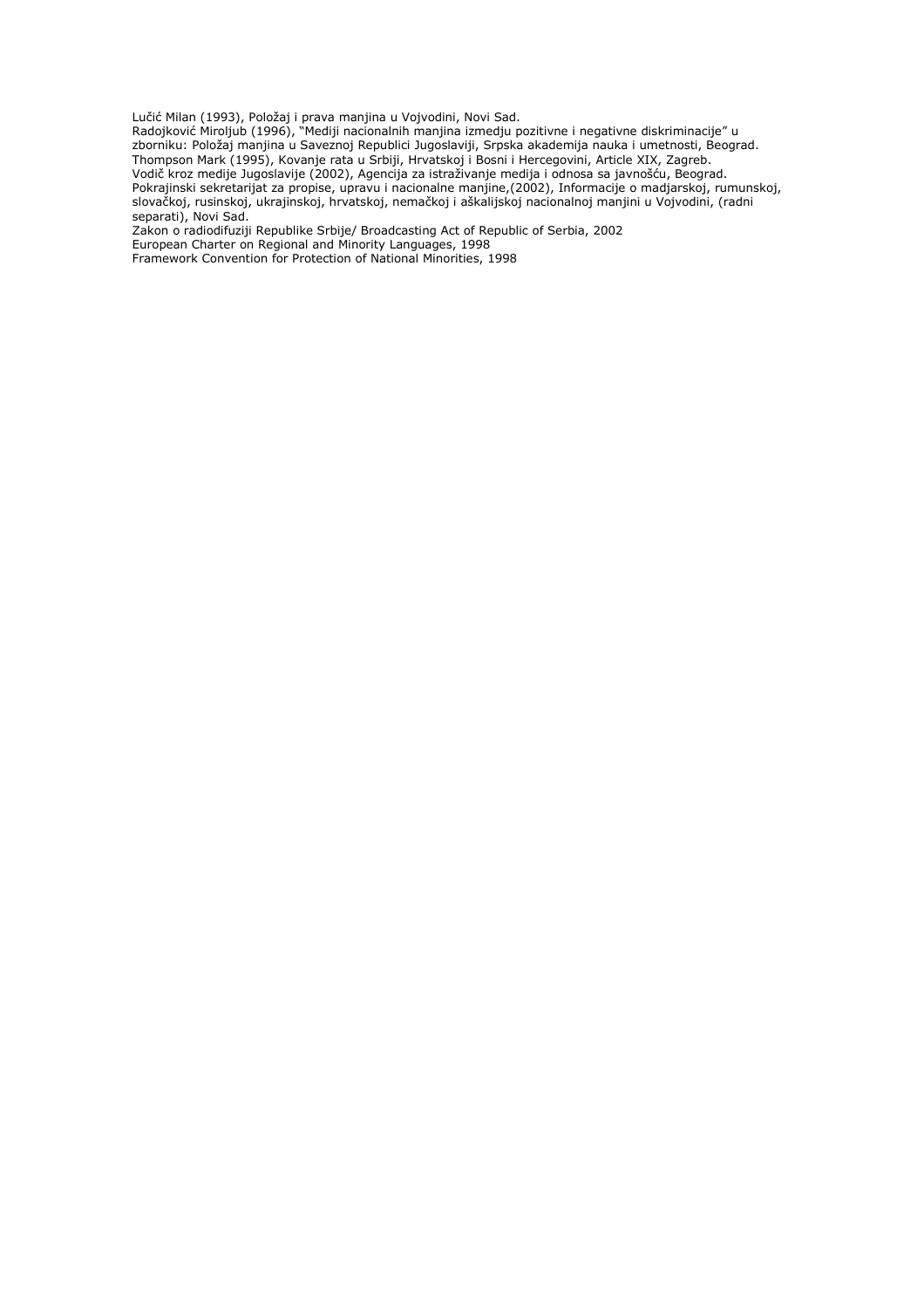Lučić Milan (1993), Položaj i prava manjina u Vojvodini, Novi Sad.
Radojković Miroljub (1996), "Mediji nacionalnih manjina izmedju pozitivne i negativne diskriminacije" u zborniku: Položaj manjina u Saveznoj Republici Jugoslaviji, Srpska akademija nauka i umetnosti, Beograd.
Thompson Mark (1995), Kovanje rata u Srbiji, Hrvatskoj i Bosni i Hercegovini, Article XIX, Zagreb.
Vodič kroz medije Jugoslavije (2002), Agencija za istraživanje medija i odnosa sa javnošću, Beograd.
Pokrajinski sekretarijat za propise, upravu i nacionalne manjine,(2002), Informacije o madjarskoj, rumunskoj, slovačkoj, rusinskoj, ukrajinskoj, hrvatskoj, nemačkoj i aškalijskoj nacionalnoj manjini u Vojvodini, (radni separati), Novi Sad.
Zakon o radiodifuziji Republike Srbije/ Broadcasting Act of Republic of Serbia, 2002
European Charter on Regional and Minority Languages, 1998
Framework Convention for Protection of National Minorities, 1998